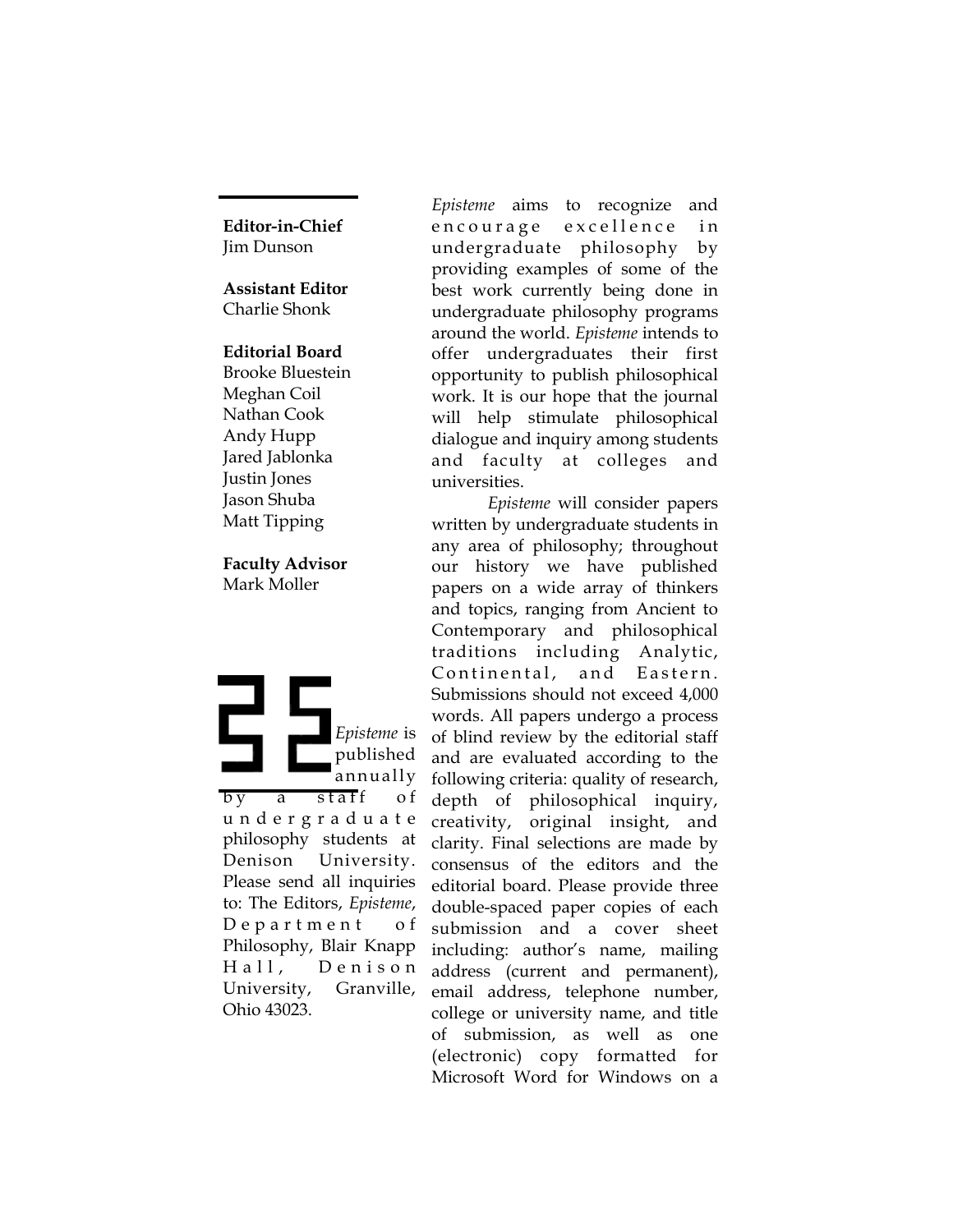**Editor-in-Chief**
Jim Dunson

**Assistant Editor**
Charlie Shonk

**Editorial Board**
Brooke Bluestein
Meghan Coil
Nathan Cook
Andy Hupp
Jared Jablonka
Justin Jones
Jason Shuba
Matt Tipping

**Faculty Advisor**
Mark Moller

*Episteme* is published annually by a staff of undergraduate philosophy students at Denison University. Please send all inquiries to: The Editors, *Episteme*, Department of Philosophy, Blair Knapp Hall, Denison University, Granville, Ohio 43023.

*Episteme* aims to recognize and encourage excellence in undergraduate philosophy by providing examples of some of the best work currently being done in undergraduate philosophy programs around the world. *Episteme* intends to offer undergraduates their first opportunity to publish philosophical work. It is our hope that the journal will help stimulate philosophical dialogue and inquiry among students and faculty at colleges and universities.

*Episteme* will consider papers written by undergraduate students in any area of philosophy; throughout our history we have published papers on a wide array of thinkers and topics, ranging from Ancient to Contemporary and philosophical traditions including Analytic, Continental, and Eastern. Submissions should not exceed 4,000 words. All papers undergo a process of blind review by the editorial staff and are evaluated according to the following criteria: quality of research, depth of philosophical inquiry, creativity, original insight, and clarity. Final selections are made by consensus of the editors and the editorial board. Please provide three double-spaced paper copies of each submission and a cover sheet including: author's name, mailing address (current and permanent), email address, telephone number, college or university name, and title of submission, as well as one (electronic) copy formatted for Microsoft Word for Windows on a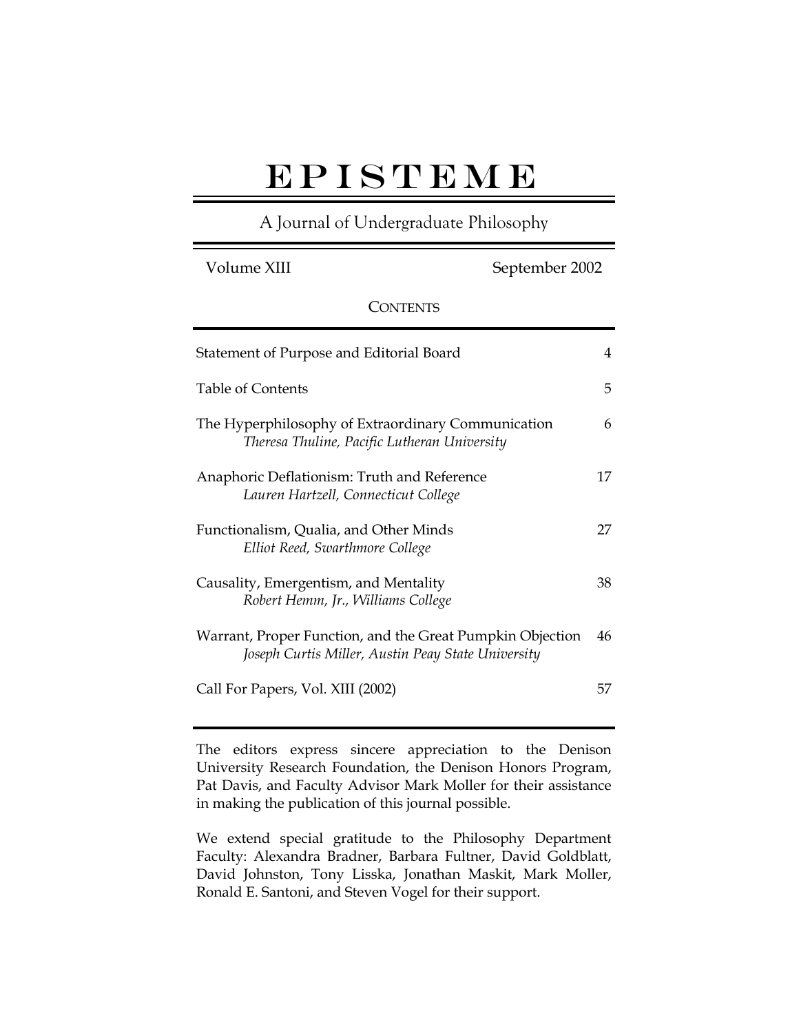# EPISTEME

## A Journal of Undergraduate Philosophy

Volume XIII September 2002

### CONTENTS

| | |
|---|---|
| Statement of Purpose and Editorial Board | 4 |
| Table of Contents | 5 |
| The Hyperphilosophy of Extraordinary Communication<br>*Theresa Thuline, Pacific Lutheran University* | 6 |
| Anaphoric Deflationism: Truth and Reference<br>*Lauren Hartzell, Connecticut College* | 17 |
| Functionalism, Qualia, and Other Minds<br>*Elliot Reed, Swarthmore College* | 27 |
| Causality, Emergentism, and Mentality<br>*Robert Hemm, Jr., Williams College* | 38 |
| Warrant, Proper Function, and the Great Pumpkin Objection<br>*Joseph Curtis Miller, Austin Peay State University* | 46 |
| Call For Papers, Vol. XIII (2002) | 57 |

The editors express sincere appreciation to the Denison University Research Foundation, the Denison Honors Program, Pat Davis, and Faculty Advisor Mark Moller for their assistance in making the publication of this journal possible.

We extend special gratitude to the Philosophy Department Faculty: Alexandra Bradner, Barbara Fultner, David Goldblatt, David Johnston, Tony Lisska, Jonathan Maskit, Mark Moller, Ronald E. Santoni, and Steven Vogel for their support.